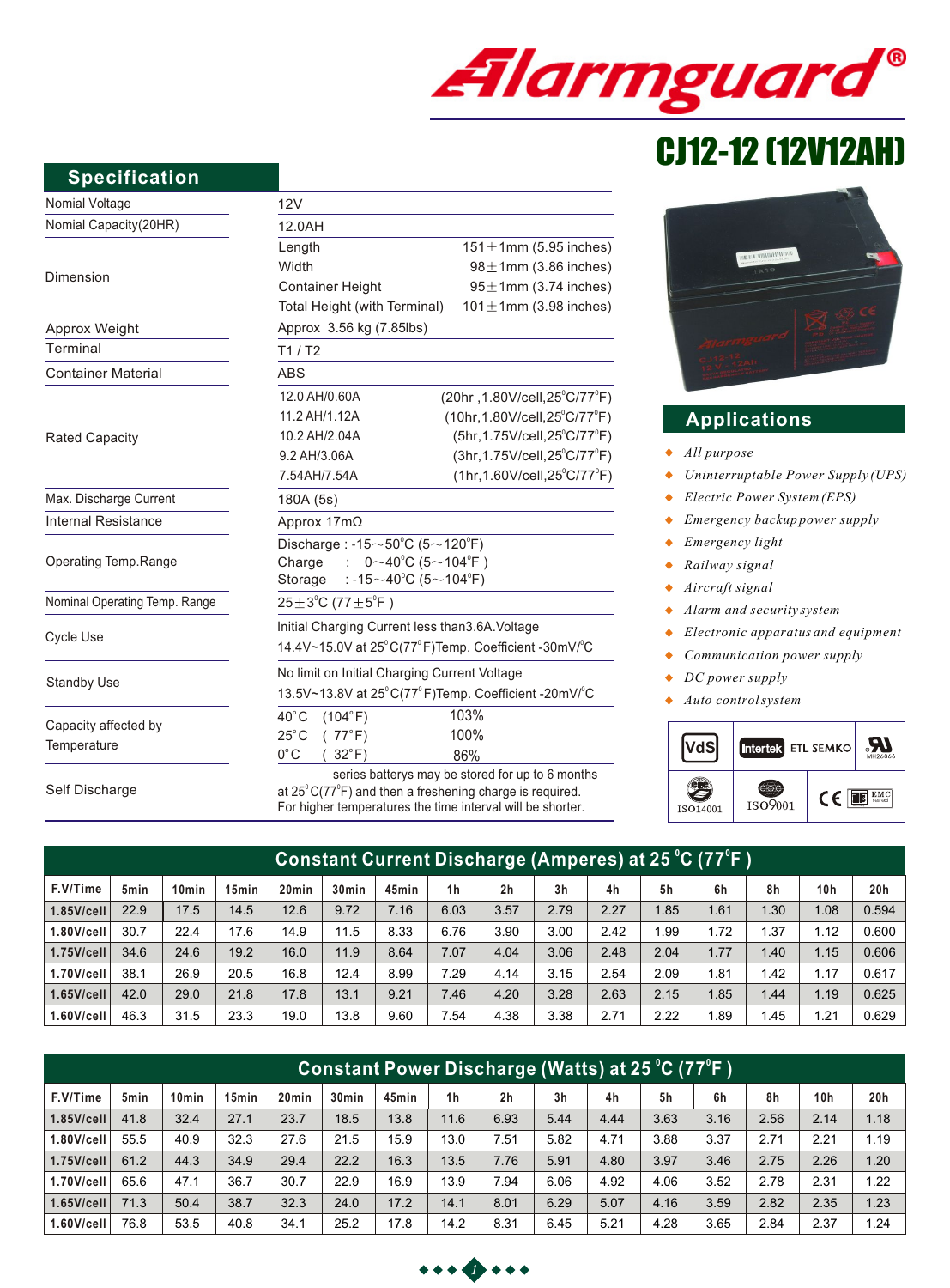Alarmguard®

# CJ12-12 (12V12AH)

## Specification

| | |
|---|---|
| Nomial Voltage | 12V |
| Nominal Capacity(20HR) | 12.0AH |
| Dimension | Length 151±1mm (5.95 inches)<br>Width 98±1mm (3.86 inches)<br>Container Height 95±1mm (3.74 inches)<br>Total Height (with Terminal) 101±1mm (3.98 inches) |
| Approx Weight | Approx 3.56 kg (7.85lbs) |
| Terminal | T1 / T2 |
| Container Material | ABS |
| Rated Capacity | 12.0 AH/0.60A (20hr,1.80V/cell,25°C/77°F)<br>11.2 AH/1.12A (10hr,1.80V/cell,25°C/77°F)<br>10.2 AH/2.04A (5hr,1.75V/cell,25°C/77°F)<br>9.2 AH/3.06A (3hr,1.75V/cell,25°C/77°F)<br>7.54AH/7.54A (1hr,1.60V/cell,25°C/77°F) |
| Max. Discharge Current | 180A (5s) |
| Internal Resistance | Approx 17mΩ |
| Operating Temp.Range | Discharge : -15~50°C (5~120°F)<br>Charge : 0~40°C (5~104°F)<br>Storage : -15~40°C (5~104°F) |
| Nominal Operating Temp. Range | 25±3°C (77±5°F) |
| Cycle Use | Initial Charging Current less than3.6A.Voltage<br>14.4V~15.0V at 25°C(77°F)Temp. Coefficient -30mV/°C |
| Standby Use | No limit on Initial Charging Current Voltage<br>13.5V~13.8V at 25°C(77°F)Temp. Coefficient -20mV/°C |
| Capacity affected by Temperature | 40°C (104°F) 103%<br>25°C (77°F) 100%<br>0°C (32°F) 86% |
| Self Discharge | series batterys may be stored for up to 6 months at 25°C(77°F) and then a freshening charge is required. For higher temperatures the time interval will be shorter. |

## Applications

- *All purpose*
- *Uninterruptable Power Supply (UPS)*
- *Electric Power System (EPS)*
- *Emergency backup power supply*
- *Emergency light*
- *Railway signal*
- *Aircraft signal*
- *Alarm and security system*
- *Electronic apparatus and equipment*
- *Communication power supply*
- *DC power supply*
- *Auto control system*

VdS | Intertek ETL SEMKO | UL MH26866 | ISO14001 | ISO9001 | CE | EMC

## Constant Current Discharge (Amperes) at 25°C (77°F)

| F.V/Time | 5min | 10min | 15min | 20min | 30min | 45min | 1h | 2h | 3h | 4h | 5h | 6h | 8h | 10h | 20h |
|---|---|---|---|---|---|---|---|---|---|---|---|---|---|---|---|
| 1.85V/cell | 22.9 | 17.5 | 14.5 | 12.6 | 9.72 | 7.16 | 6.03 | 3.57 | 2.79 | 2.27 | 1.85 | 1.61 | 1.30 | 1.08 | 0.594 |
| 1.80V/cell | 30.7 | 22.4 | 17.6 | 14.9 | 11.5 | 8.33 | 6.76 | 3.90 | 3.00 | 2.42 | 1.99 | 1.72 | 1.37 | 1.12 | 0.600 |
| 1.75V/cell | 34.6 | 24.6 | 19.2 | 16.0 | 11.9 | 8.64 | 7.07 | 4.04 | 3.06 | 2.48 | 2.04 | 1.77 | 1.40 | 1.15 | 0.606 |
| 1.70V/cell | 38.1 | 26.9 | 20.5 | 16.8 | 12.4 | 8.99 | 7.29 | 4.14 | 3.15 | 2.54 | 2.09 | 1.81 | 1.42 | 1.17 | 0.617 |
| 1.65V/cell | 42.0 | 29.0 | 21.8 | 17.8 | 13.1 | 9.21 | 7.46 | 4.20 | 3.28 | 2.63 | 2.15 | 1.85 | 1.44 | 1.19 | 0.625 |
| 1.60V/cell | 46.3 | 31.5 | 23.3 | 19.0 | 13.8 | 9.60 | 7.54 | 4.38 | 3.38 | 2.71 | 2.22 | 1.89 | 1.45 | 1.21 | 0.629 |

## Constant Power Discharge (Watts) at 25°C (77°F)

| F.V/Time | 5min | 10min | 15min | 20min | 30min | 45min | 1h | 2h | 3h | 4h | 5h | 6h | 8h | 10h | 20h |
|---|---|---|---|---|---|---|---|---|---|---|---|---|---|---|---|
| 1.85V/cell | 41.8 | 32.4 | 27.1 | 23.7 | 18.5 | 13.8 | 11.6 | 6.93 | 5.44 | 4.44 | 3.63 | 3.16 | 2.56 | 2.14 | 1.18 |
| 1.80V/cell | 55.5 | 40.9 | 32.3 | 27.6 | 21.5 | 15.9 | 13.0 | 7.51 | 5.82 | 4.71 | 3.88 | 3.37 | 2.71 | 2.21 | 1.19 |
| 1.75V/cell | 61.2 | 44.3 | 34.9 | 29.4 | 22.2 | 16.3 | 13.5 | 7.76 | 5.91 | 4.80 | 3.97 | 3.46 | 2.75 | 2.26 | 1.20 |
| 1.70V/cell | 65.6 | 47.1 | 36.7 | 30.7 | 22.9 | 16.9 | 13.9 | 7.94 | 6.06 | 4.92 | 4.06 | 3.52 | 2.78 | 2.31 | 1.22 |
| 1.65V/cell | 71.3 | 50.4 | 38.7 | 32.3 | 24.0 | 17.2 | 14.1 | 8.01 | 6.29 | 5.07 | 4.16 | 3.59 | 2.82 | 2.35 | 1.23 |
| 1.60V/cell | 76.8 | 53.5 | 40.8 | 34.1 | 25.2 | 17.8 | 14.2 | 8.31 | 6.45 | 5.21 | 4.28 | 3.65 | 2.84 | 2.37 | 1.24 |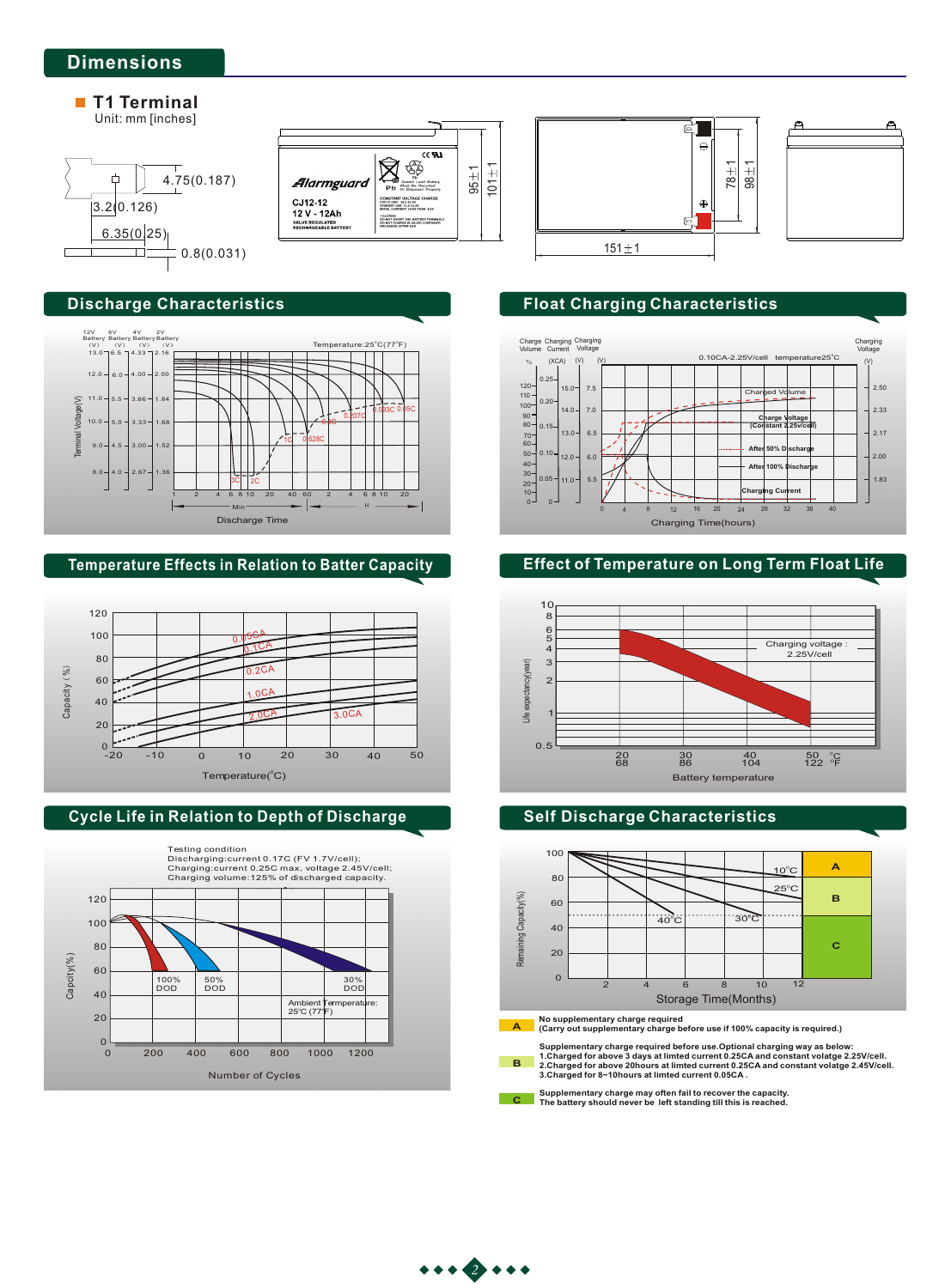## Dimensions

**T1 Terminal**
Unit: mm [inches]

4.75(0.187)
3.2(0.126)
6.35(0.25)
0.8(0.031)

Alarmguard
CJ12-12
12 V - 12Ah
VALVE REGULATED RECHARGEABLE BATTERY

95±1
101±1
151±1
78±1
98±1

## Discharge Characteristics

12V Battery (V) | 6V Battery (V) | 4V Battery (V) | 2V Battery (V)

Temperature:25°C(77°F)

Terminal Voltage(V)

3C 2C 1C 0.628C 0.4C 0.207C 0.093C 0.05C

Min H

Discharge Time

## Float Charging Characteristics

Charge Volume % | Charging Current (XCA) | Charging Voltage (V) | Charging Voltage (V)

0.10CA-2.25V/cell temperature25°C

Charged Volume
Charge Voltage (Constant 2.25v/cell)
After 50% Discharge
After 100% Discharge
Charging Current

Charging Time(hours)

## Temperature Effects in Relation to Batter Capacity

Capacity (%)

0.05CA 0.1CA 0.2CA 1.0CA 2.0CA 3.0CA

Temperature(°C)

## Effect of Temperature on Long Term Float Life

Life expectancy(year)

Charging voltage : 2.25V/cell

20 68 | 30 86 | 40 104 | 50 122 | °C °F

Battery temperature

## Cycle Life in Relation to Depth of Discharge

Testing condition
Discharging:current 0.17C (FV 1.7V/cell);
Charging:current 0.25C max, voltage 2.45V/cell;
Charging volume:125% of discharged capacity.

Capacity(%)

100% DOD
50% DOD
30% DOD

Ambient Temperature: 25°C (77°F)

Number of Cycles

## Self Discharge Characteristics

Remaining Capacity(%)

10°C 25°C 40°C 30°C

A B C

Storage Time(Months)

**A** No supplementary charge required
(Carry out supplementary charge before use if 100% capacity is required.)

**B** Supplementary charge required before use.Optional charging way as below:
1.Charged for above 3 days at limted current 0.25CA and constant voltage 2.25V/cell.
2.Charged for above 20hours at limted current 0.25CA and constant volatge 2.45V/cell.
3.Charged for 8~10hours at limted current 0.05CA .

**C** Supplementary charge may often fail to recover the capacity.
The battery should never be left standing till this is reached.